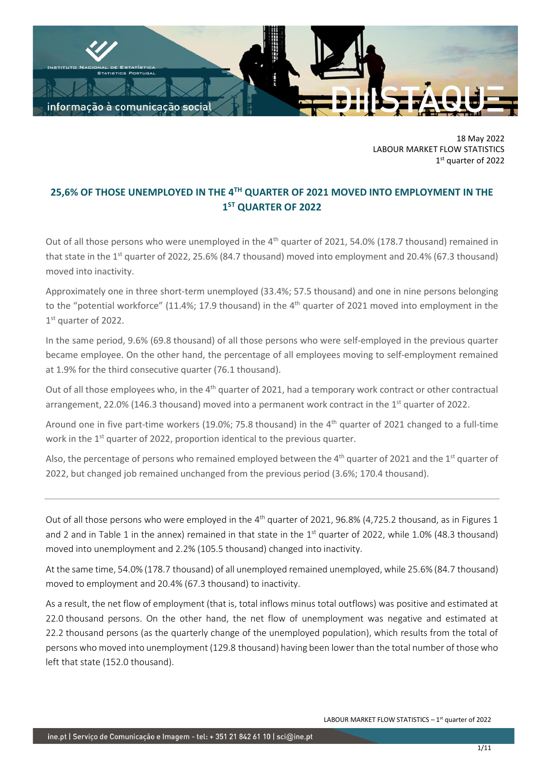18 May 2022
LABOUR MARKET FLOW STATISTICS
1st quarter of 2022

# 25,6% OF THOSE UNEMPLOYED IN THE 4TH QUARTER OF 2021 MOVED INTO EMPLOYMENT IN THE 1ST QUARTER OF 2022

Out of all those persons who were unemployed in the 4th quarter of 2021, 54.0% (178.7 thousand) remained in that state in the 1st quarter of 2022, 25.6% (84.7 thousand) moved into employment and 20.4% (67.3 thousand) moved into inactivity.

Approximately one in three short-term unemployed (33.4%; 57.5 thousand) and one in nine persons belonging to the "potential workforce" (11.4%; 17.9 thousand) in the 4th quarter of 2021 moved into employment in the 1st quarter of 2022.

In the same period, 9.6% (69.8 thousand) of all those persons who were self-employed in the previous quarter became employee. On the other hand, the percentage of all employees moving to self-employment remained at 1.9% for the third consecutive quarter (76.1 thousand).

Out of all those employees who, in the 4th quarter of 2021, had a temporary work contract or other contractual arrangement, 22.0% (146.3 thousand) moved into a permanent work contract in the 1st quarter of 2022.

Around one in five part-time workers (19.0%; 75.8 thousand) in the 4th quarter of 2021 changed to a full-time work in the 1st quarter of 2022, proportion identical to the previous quarter.

Also, the percentage of persons who remained employed between the 4th quarter of 2021 and the 1st quarter of 2022, but changed job remained unchanged from the previous period (3.6%; 170.4 thousand).

---

Out of all those persons who were employed in the 4th quarter of 2021, 96.8% (4,725.2 thousand, as in Figures 1 and 2 and in Table 1 in the annex) remained in that state in the 1st quarter of 2022, while 1.0% (48.3 thousand) moved into unemployment and 2.2% (105.5 thousand) changed into inactivity.

At the same time, 54.0% (178.7 thousand) of all unemployed remained unemployed, while 25.6% (84.7 thousand) moved to employment and 20.4% (67.3 thousand) to inactivity.

As a result, the net flow of employment (that is, total inflows minus total outflows) was positive and estimated at 22.0 thousand persons. On the other hand, the net flow of unemployment was negative and estimated at 22.2 thousand persons (as the quarterly change of the unemployed population), which results from the total of persons who moved into unemployment (129.8 thousand) having been lower than the total number of those who left that state (152.0 thousand).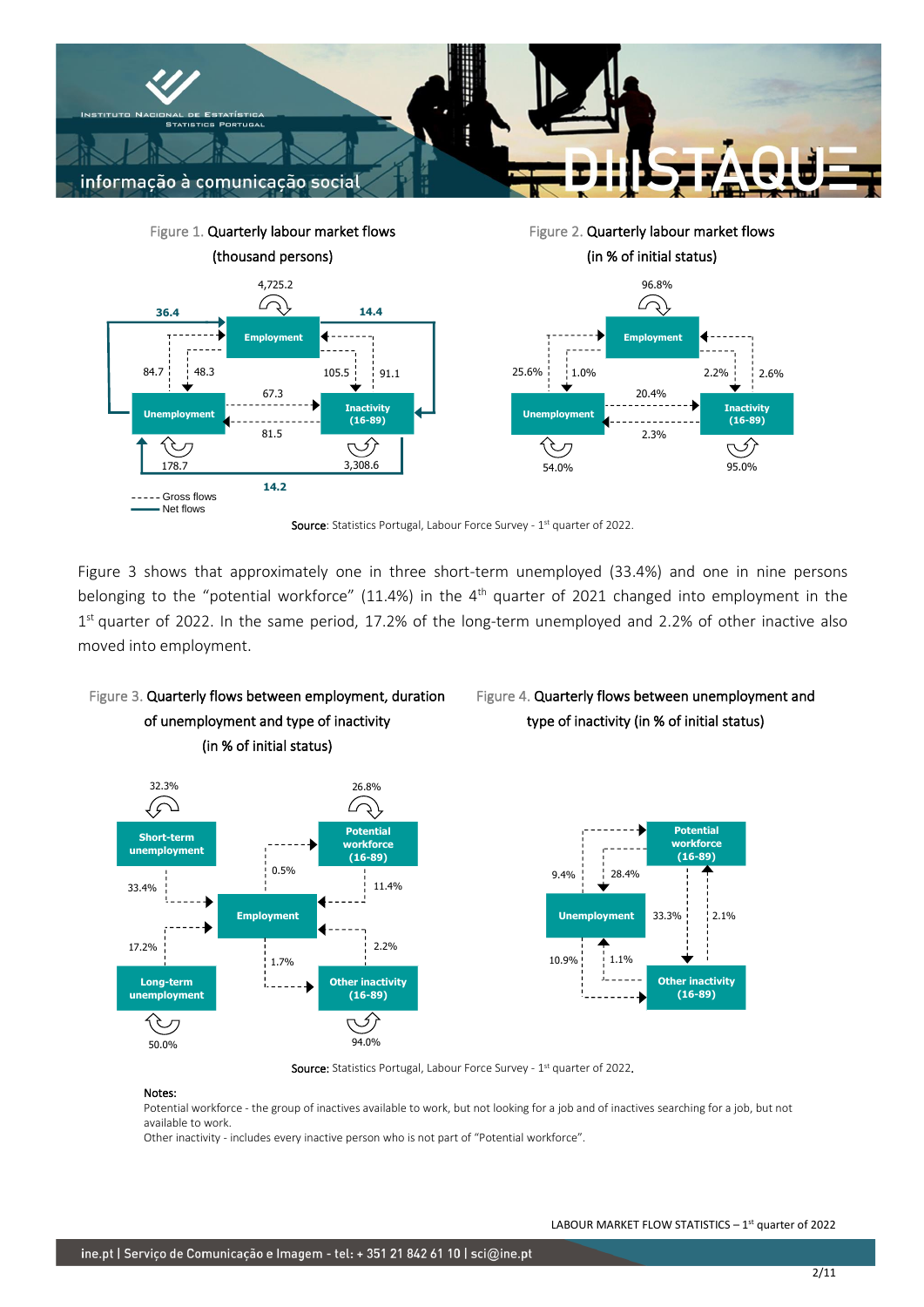Figure 1. Quarterly labour market flows (thousand persons)

Figure 2. Quarterly labour market flows (in % of initial status)

Source: Statistics Portugal, Labour Force Survey - 1st quarter of 2022.

Figure 3 shows that approximately one in three short-term unemployed (33.4%) and one in nine persons belonging to the "potential workforce" (11.4%) in the 4th quarter of 2021 changed into employment in the 1st quarter of 2022. In the same period, 17.2% of the long-term unemployed and 2.2% of other inactive also moved into employment.

Figure 3. Quarterly flows between employment, duration of unemployment and type of inactivity (in % of initial status)

Figure 4. Quarterly flows between unemployment and type of inactivity (in % of initial status)

Source: Statistics Portugal, Labour Force Survey - 1st quarter of 2022.

**Notes:**

Potential workforce - the group of inactives available to work, but not looking for a job and of inactives searching for a job, but not available to work.

Other inactivity - includes every inactive person who is not part of "Potential workforce".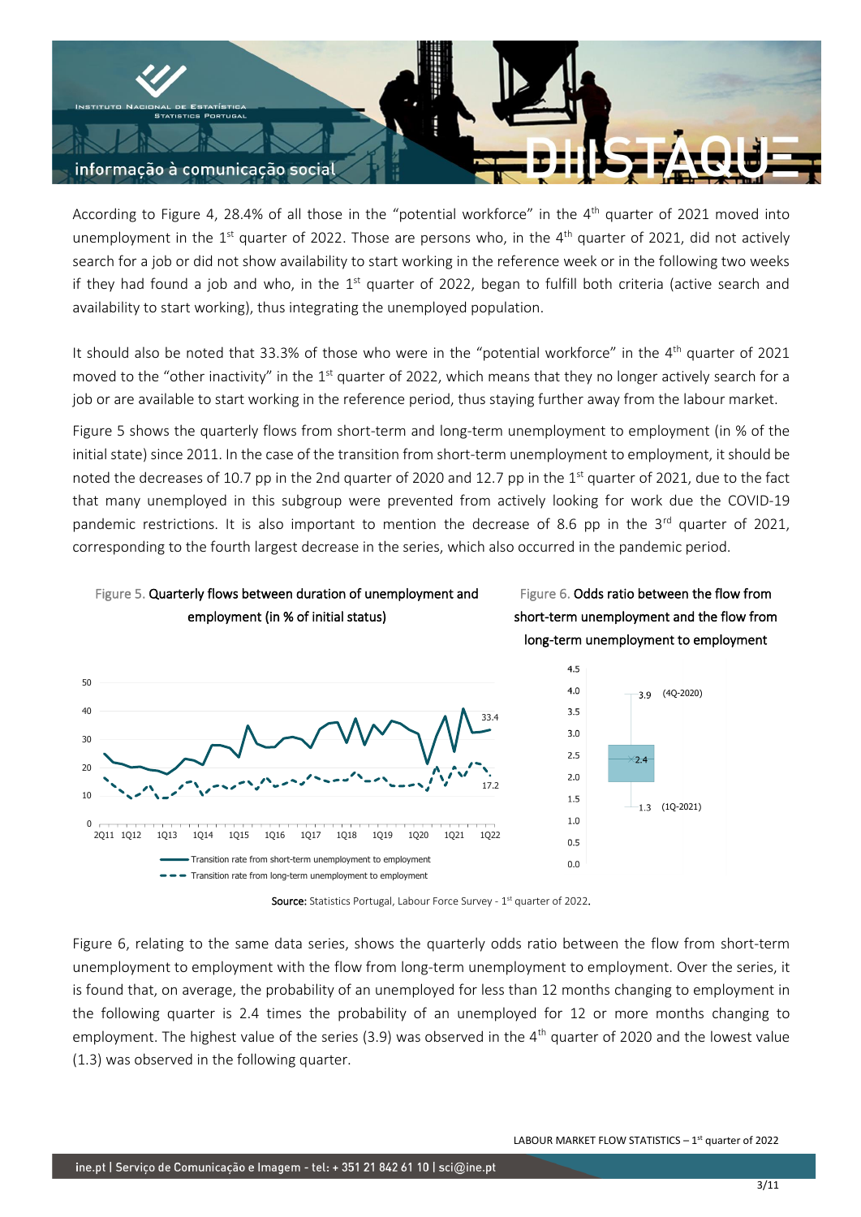According to Figure 4, 28.4% of all those in the "potential workforce" in the 4th quarter of 2021 moved into unemployment in the 1st quarter of 2022. Those are persons who, in the 4th quarter of 2021, did not actively search for a job or did not show availability to start working in the reference week or in the following two weeks if they had found a job and who, in the 1st quarter of 2022, began to fulfill both criteria (active search and availability to start working), thus integrating the unemployed population.

It should also be noted that 33.3% of those who were in the "potential workforce" in the 4th quarter of 2021 moved to the "other inactivity" in the 1st quarter of 2022, which means that they no longer actively search for a job or are available to start working in the reference period, thus staying further away from the labour market.

Figure 5 shows the quarterly flows from short-term and long-term unemployment to employment (in % of the initial state) since 2011. In the case of the transition from short-term unemployment to employment, it should be noted the decreases of 10.7 pp in the 2nd quarter of 2020 and 12.7 pp in the 1st quarter of 2021, due to the fact that many unemployed in this subgroup were prevented from actively looking for work due the COVID-19 pandemic restrictions. It is also important to mention the decrease of 8.6 pp in the 3rd quarter of 2021, corresponding to the fourth largest decrease in the series, which also occurred in the pandemic period.

Figure 5. **Quarterly flows between duration of unemployment and employment (in % of initial status)**

Figure 6. **Odds ratio between the flow from short-term unemployment and the flow from long-term unemployment to employment**

Source: Statistics Portugal, Labour Force Survey - 1st quarter of 2022.

Figure 6, relating to the same data series, shows the quarterly odds ratio between the flow from short-term unemployment to employment with the flow from long-term unemployment to employment. Over the series, it is found that, on average, the probability of an unemployed for less than 12 months changing to employment in the following quarter is 2.4 times the probability of an unemployed for 12 or more months changing to employment. The highest value of the series (3.9) was observed in the 4th quarter of 2020 and the lowest value (1.3) was observed in the following quarter.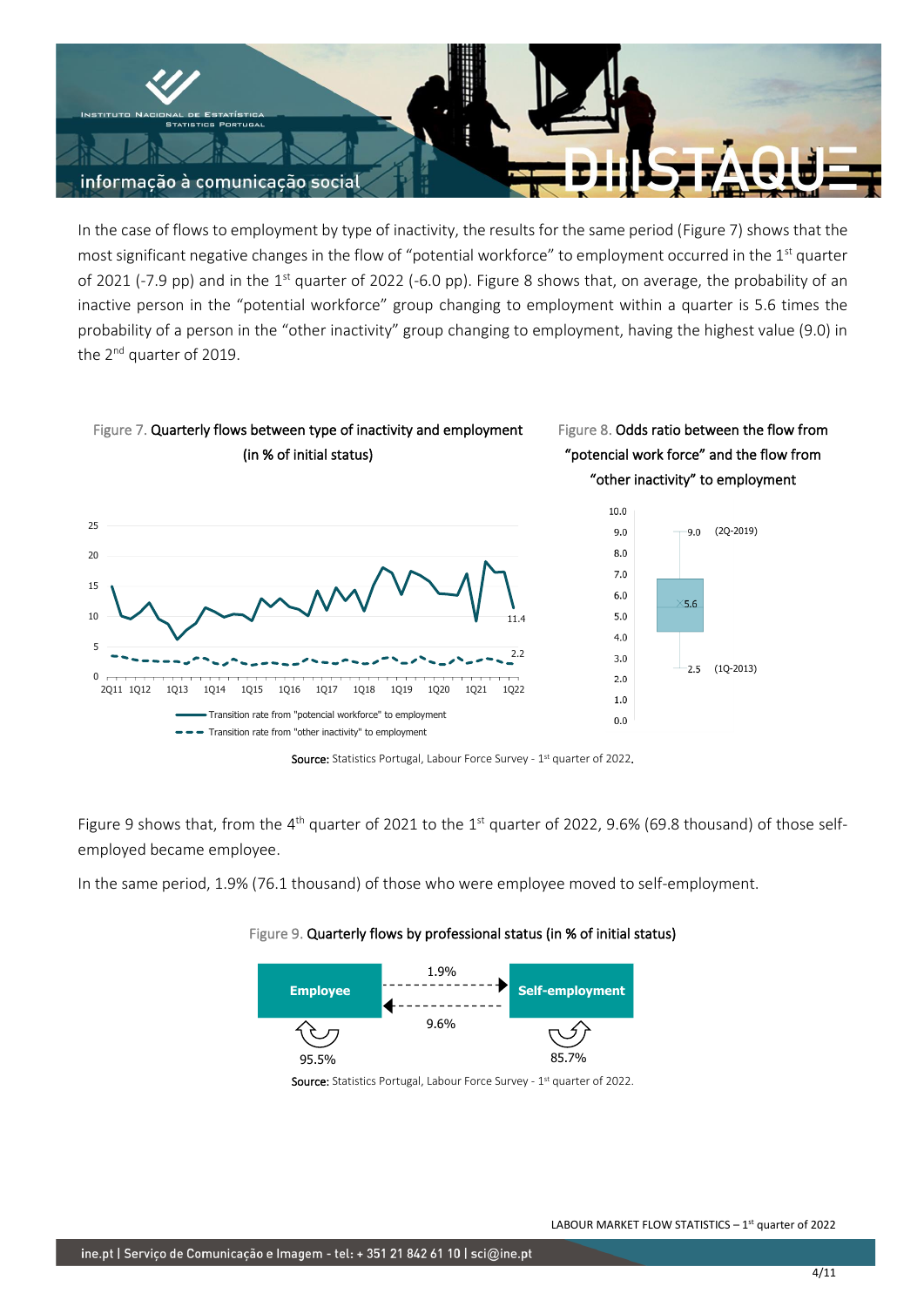In the case of flows to employment by type of inactivity, the results for the same period (Figure 7) shows that the most significant negative changes in the flow of "potential workforce" to employment occurred in the 1st quarter of 2021 (-7.9 pp) and in the 1st quarter of 2022 (-6.0 pp). Figure 8 shows that, on average, the probability of an inactive person in the "potential workforce" group changing to employment within a quarter is 5.6 times the probability of a person in the "other inactivity" group changing to employment, having the highest value (9.0) in the 2nd quarter of 2019.

Figure 7. **Quarterly flows between type of inactivity and employment (in % of initial status)**

Figure 8. **Odds ratio between the flow from "potencial work force" and the flow from "other inactivity" to employment**

**Source:** Statistics Portugal, Labour Force Survey - 1st quarter of 2022.

Figure 9 shows that, from the 4th quarter of 2021 to the 1st quarter of 2022, 9.6% (69.8 thousand) of those self-employed became employee.

In the same period, 1.9% (76.1 thousand) of those who were employee moved to self-employment.

Figure 9. **Quarterly flows by professional status (in % of initial status)**

**Source:** Statistics Portugal, Labour Force Survey - 1st quarter of 2022.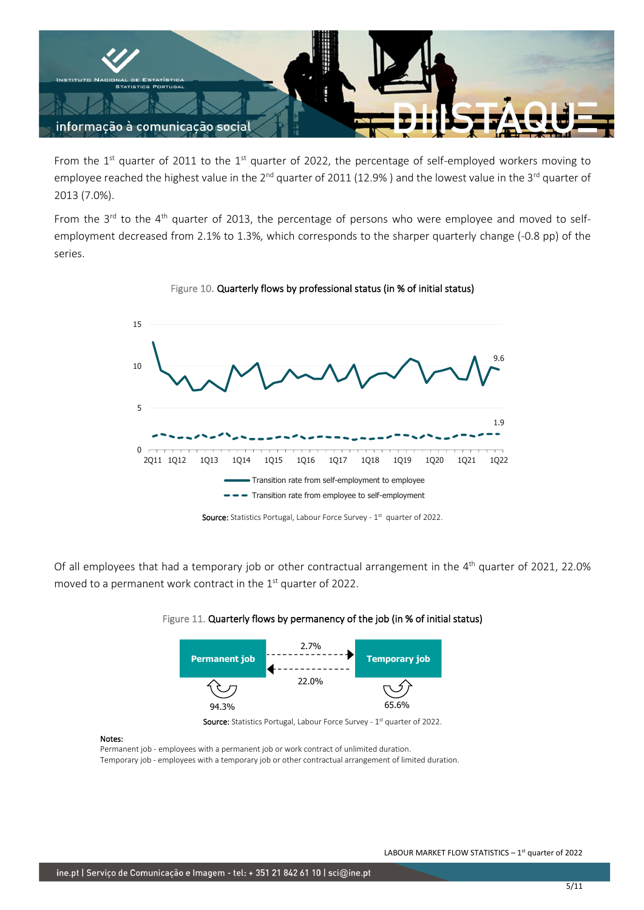From the 1st quarter of 2011 to the 1st quarter of 2022, the percentage of self-employed workers moving to employee reached the highest value in the 2nd quarter of 2011 (12.9% ) and the lowest value in the 3rd quarter of 2013 (7.0%).

From the 3rd to the 4th quarter of 2013, the percentage of persons who were employee and moved to self-employment decreased from 2.1% to 1.3%, which corresponds to the sharper quarterly change (-0.8 pp) of the series.

Figure 10. Quarterly flows by professional status (in % of initial status)

Source: Statistics Portugal, Labour Force Survey - 1st quarter of 2022.

Of all employees that had a temporary job or other contractual arrangement in the 4th quarter of 2021, 22.0% moved to a permanent work contract in the 1st quarter of 2022.

Figure 11. Quarterly flows by permanency of the job (in % of initial status)

Source: Statistics Portugal, Labour Force Survey - 1st quarter of 2022.

**Notes:**
Permanent job - employees with a permanent job or work contract of unlimited duration.
Temporary job - employees with a temporary job or other contractual arrangement of limited duration.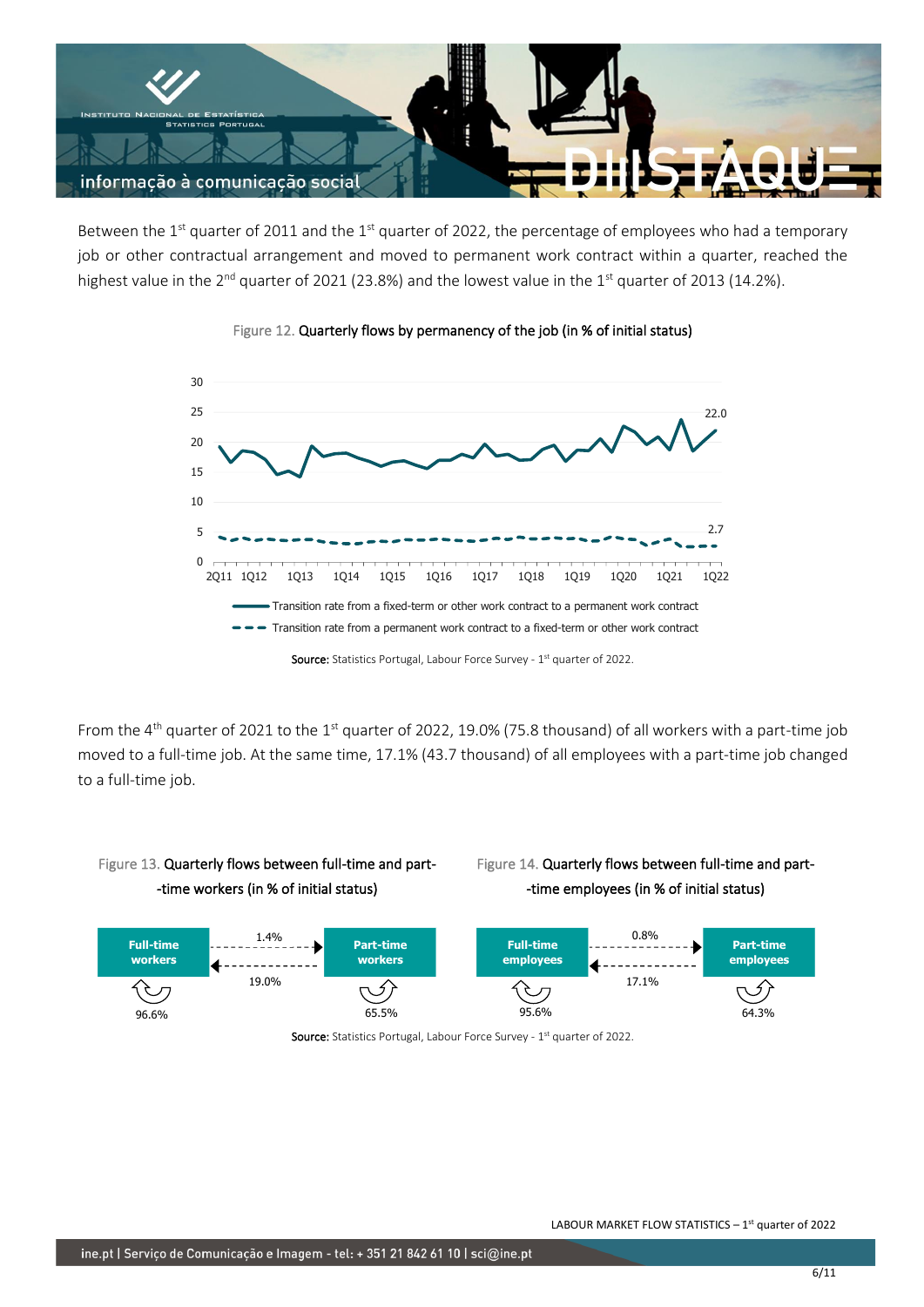Between the 1st quarter of 2011 and the 1st quarter of 2022, the percentage of employees who had a temporary job or other contractual arrangement and moved to permanent work contract within a quarter, reached the highest value in the 2nd quarter of 2021 (23.8%) and the lowest value in the 1st quarter of 2013 (14.2%).

Figure 12. **Quarterly flows by permanency of the job (in % of initial status)**

Source: Statistics Portugal, Labour Force Survey - 1st quarter of 2022.

From the 4th quarter of 2021 to the 1st quarter of 2022, 19.0% (75.8 thousand) of all workers with a part-time job moved to a full-time job. At the same time, 17.1% (43.7 thousand) of all employees with a part-time job changed to a full-time job.

Figure 13. **Quarterly flows between full-time and part-time workers (in % of initial status)**

Figure 14. **Quarterly flows between full-time and part-time employees (in % of initial status)**

Source: Statistics Portugal, Labour Force Survey - 1st quarter of 2022.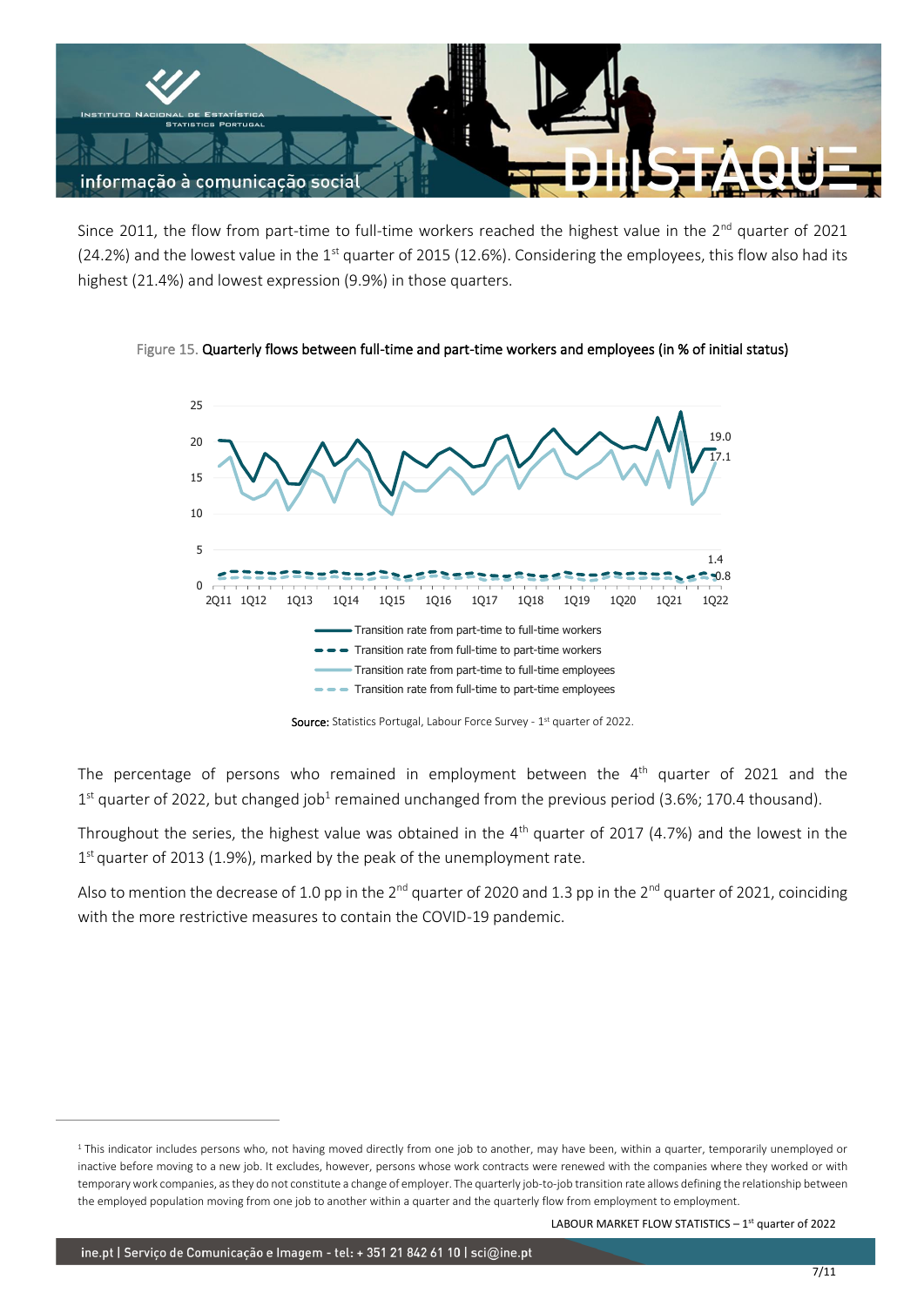Since 2011, the flow from part-time to full-time workers reached the highest value in the 2nd quarter of 2021 (24.2%) and the lowest value in the 1st quarter of 2015 (12.6%). Considering the employees, this flow also had its highest (21.4%) and lowest expression (9.9%) in those quarters.

Figure 15. **Quarterly flows between full-time and part-time workers and employees (in % of initial status)**

Source: Statistics Portugal, Labour Force Survey - 1st quarter of 2022.

The percentage of persons who remained in employment between the 4th quarter of 2021 and the 1st quarter of 2022, but changed job[1] remained unchanged from the previous period (3.6%; 170.4 thousand).

Throughout the series, the highest value was obtained in the 4th quarter of 2017 (4.7%) and the lowest in the 1st quarter of 2013 (1.9%), marked by the peak of the unemployment rate.

Also to mention the decrease of 1.0 pp in the 2nd quarter of 2020 and 1.3 pp in the 2nd quarter of 2021, coinciding with the more restrictive measures to contain the COVID-19 pandemic.

[1] This indicator includes persons who, not having moved directly from one job to another, may have been, within a quarter, temporarily unemployed or inactive before moving to a new job. It excludes, however, persons whose work contracts were renewed with the companies where they worked or with temporary work companies, as they do not constitute a change of employer. The quarterly job-to-job transition rate allows defining the relationship between the employed population moving from one job to another within a quarter and the quarterly flow from employment to employment.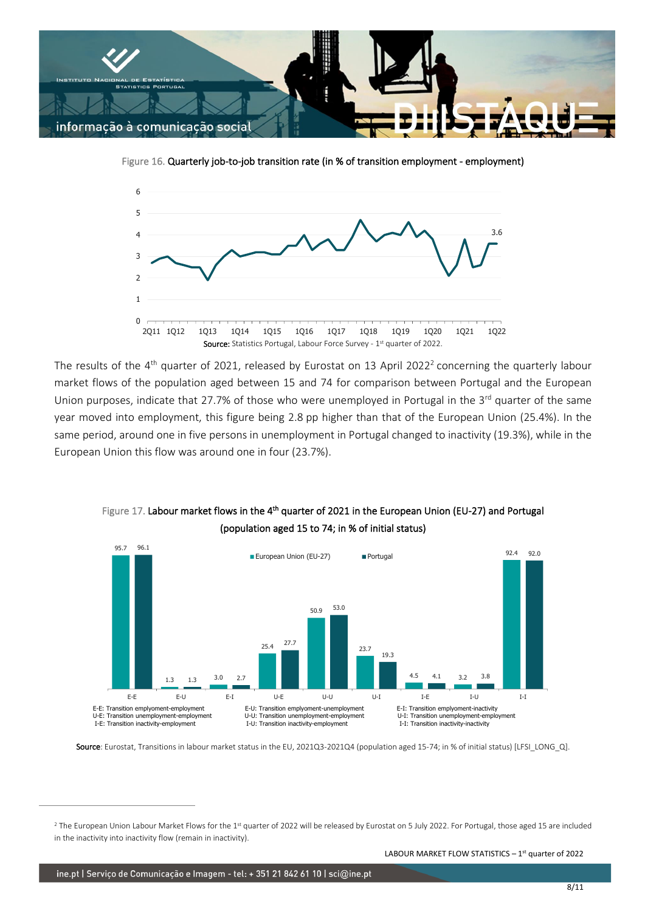Figure 16. Quarterly job-to-job transition rate (in % of transition employment - employment)

Source: Statistics Portugal, Labour Force Survey - 1st quarter of 2022.

The results of the 4th quarter of 2021, released by Eurostat on 13 April 2022[2] concerning the quarterly labour market flows of the population aged between 15 and 74 for comparison between Portugal and the European Union purposes, indicate that 27.7% of those who were unemployed in Portugal in the 3rd quarter of the same year moved into employment, this figure being 2.8 pp higher than that of the European Union (25.4%). In the same period, around one in five persons in unemployment in Portugal changed to inactivity (19.3%), while in the European Union this flow was around one in four (23.7%).

Figure 17. Labour market flows in the 4th quarter of 2021 in the European Union (EU-27) and Portugal (population aged 15 to 74; in % of initial status)

| | European Union (EU-27) | Portugal |
|---|---|---|
| E-E | 95.7 | 96.1 |
| E-U | 1.3 | 1.3 |
| E-I | 3.0 | 2.7 |
| U-E | 25.4 | 27.7 |
| U-U | 50.9 | 53.0 |
| U-I | 23.7 | 19.3 |
| I-E | 4.5 | 4.1 |
| I-U | 3.2 | 3.8 |
| I-I | 92.4 | 92.0 |

E-E: Transition employment-employment
U-E: Transition unemployment-employment
I-E: Transition inactivity-employment
E-U: Transition employment-unemployment
U-U: Transition unemployment-employment
I-U: Transition inactivity-employment
E-I: Transition employment-inactivity
U-I: Transition unemployment-employment
I-I: Transition inactivity-inactivity

**Source**: Eurostat, Transitions in labour market status in the EU, 2021Q3-2021Q4 (population aged 15-74; in % of initial status) [LFSI_LONG_Q].

---

[2] The European Union Labour Market Flows for the 1st quarter of 2022 will be released by Eurostat on 5 July 2022. For Portugal, those aged 15 are included in the inactivity into inactivity flow (remain in inactivity).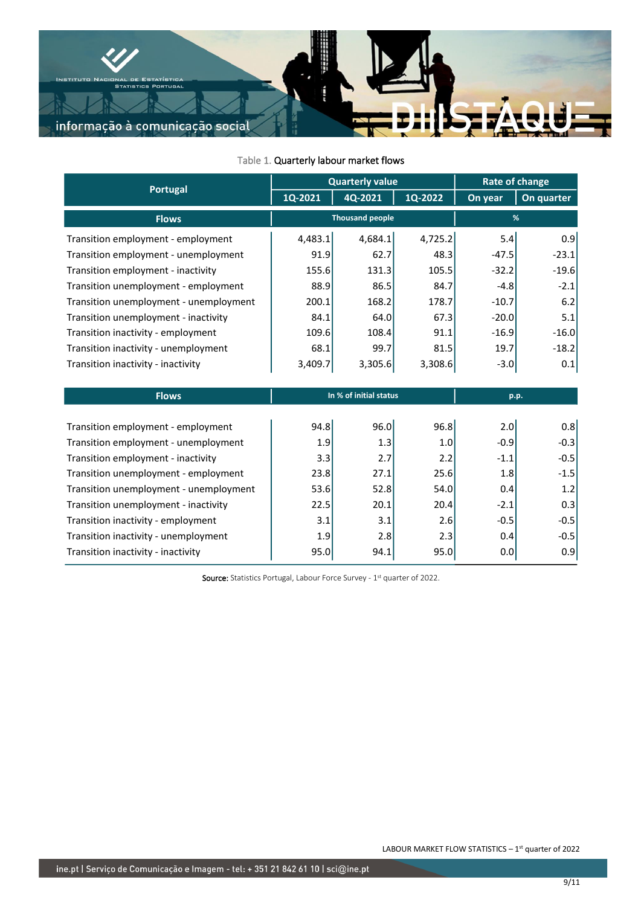Table 1. Quarterly labour market flows

| Portugal | Quarterly value | | | Rate of change | |
|---|---|---|---|---|---|
| | 1Q-2021 | 4Q-2021 | 1Q-2022 | On year | On quarter |
| **Flows** | Thousand people | | | % | |
| Transition employment - employment | 4,483.1 | 4,684.1 | 4,725.2 | 5.4 | 0.9 |
| Transition employment - unemployment | 91.9 | 62.7 | 48.3 | -47.5 | -23.1 |
| Transition employment - inactivity | 155.6 | 131.3 | 105.5 | -32.2 | -19.6 |
| Transition unemployment - employment | 88.9 | 86.5 | 84.7 | -4.8 | -2.1 |
| Transition unemployment - unemployment | 200.1 | 168.2 | 178.7 | -10.7 | 6.2 |
| Transition unemployment - inactivity | 84.1 | 64.0 | 67.3 | -20.0 | 5.1 |
| Transition inactivity - employment | 109.6 | 108.4 | 91.1 | -16.9 | -16.0 |
| Transition inactivity - unemployment | 68.1 | 99.7 | 81.5 | 19.7 | -18.2 |
| Transition inactivity - inactivity | 3,409.7 | 3,305.6 | 3,308.6 | -3.0 | 0.1 |
| **Flows** | In % of initial status | | | p.p. | |
| Transition employment - employment | 94.8 | 96.0 | 96.8 | 2.0 | 0.8 |
| Transition employment - unemployment | 1.9 | 1.3 | 1.0 | -0.9 | -0.3 |
| Transition employment - inactivity | 3.3 | 2.7 | 2.2 | -1.1 | -0.5 |
| Transition unemployment - employment | 23.8 | 27.1 | 25.6 | 1.8 | -1.5 |
| Transition unemployment - unemployment | 53.6 | 52.8 | 54.0 | 0.4 | 1.2 |
| Transition unemployment - inactivity | 22.5 | 20.1 | 20.4 | -2.1 | 0.3 |
| Transition inactivity - employment | 3.1 | 3.1 | 2.6 | -0.5 | -0.5 |
| Transition inactivity - unemployment | 1.9 | 2.8 | 2.3 | 0.4 | -0.5 |
| Transition inactivity - inactivity | 95.0 | 94.1 | 95.0 | 0.0 | 0.9 |

Source: Statistics Portugal, Labour Force Survey - 1st quarter of 2022.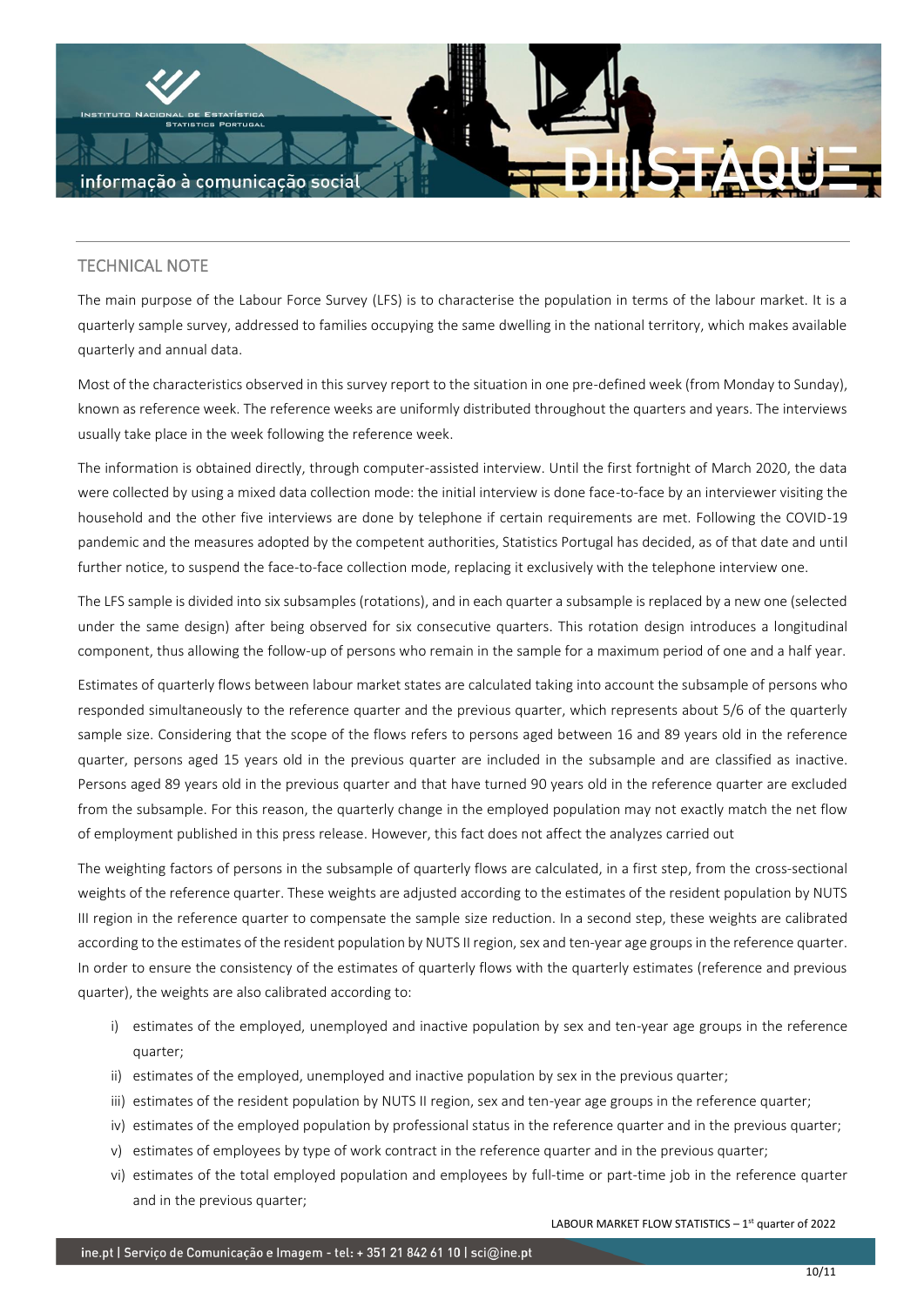## TECHNICAL NOTE

The main purpose of the Labour Force Survey (LFS) is to characterise the population in terms of the labour market. It is a quarterly sample survey, addressed to families occupying the same dwelling in the national territory, which makes available quarterly and annual data.

Most of the characteristics observed in this survey report to the situation in one pre-defined week (from Monday to Sunday), known as reference week. The reference weeks are uniformly distributed throughout the quarters and years. The interviews usually take place in the week following the reference week.

The information is obtained directly, through computer-assisted interview. Until the first fortnight of March 2020, the data were collected by using a mixed data collection mode: the initial interview is done face-to-face by an interviewer visiting the household and the other five interviews are done by telephone if certain requirements are met. Following the COVID-19 pandemic and the measures adopted by the competent authorities, Statistics Portugal has decided, as of that date and until further notice, to suspend the face-to-face collection mode, replacing it exclusively with the telephone interview one.

The LFS sample is divided into six subsamples (rotations), and in each quarter a subsample is replaced by a new one (selected under the same design) after being observed for six consecutive quarters. This rotation design introduces a longitudinal component, thus allowing the follow-up of persons who remain in the sample for a maximum period of one and a half year.

Estimates of quarterly flows between labour market states are calculated taking into account the subsample of persons who responded simultaneously to the reference quarter and the previous quarter, which represents about 5/6 of the quarterly sample size. Considering that the scope of the flows refers to persons aged between 16 and 89 years old in the reference quarter, persons aged 15 years old in the previous quarter are included in the subsample and are classified as inactive. Persons aged 89 years old in the previous quarter and that have turned 90 years old in the reference quarter are excluded from the subsample. For this reason, the quarterly change in the employed population may not exactly match the net flow of employment published in this press release. However, this fact does not affect the analyzes carried out

The weighting factors of persons in the subsample of quarterly flows are calculated, in a first step, from the cross-sectional weights of the reference quarter. These weights are adjusted according to the estimates of the resident population by NUTS III region in the reference quarter to compensate the sample size reduction. In a second step, these weights are calibrated according to the estimates of the resident population by NUTS II region, sex and ten-year age groups in the reference quarter. In order to ensure the consistency of the estimates of quarterly flows with the quarterly estimates (reference and previous quarter), the weights are also calibrated according to:

i) estimates of the employed, unemployed and inactive population by sex and ten-year age groups in the reference quarter;
ii) estimates of the employed, unemployed and inactive population by sex in the previous quarter;
iii) estimates of the resident population by NUTS II region, sex and ten-year age groups in the reference quarter;
iv) estimates of the employed population by professional status in the reference quarter and in the previous quarter;
v) estimates of employees by type of work contract in the reference quarter and in the previous quarter;
vi) estimates of the total employed population and employees by full-time or part-time job in the reference quarter and in the previous quarter;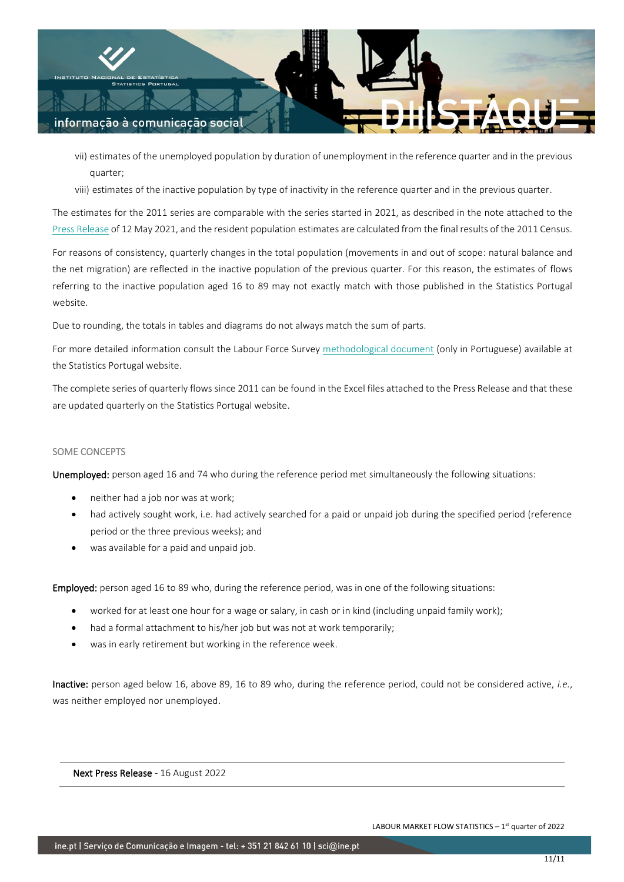vii) estimates of the unemployed population by duration of unemployment in the reference quarter and in the previous quarter;

viii) estimates of the inactive population by type of inactivity in the reference quarter and in the previous quarter.

The estimates for the 2011 series are comparable with the series started in 2021, as described in the note attached to the Press Release of 12 May 2021, and the resident population estimates are calculated from the final results of the 2011 Census.

For reasons of consistency, quarterly changes in the total population (movements in and out of scope: natural balance and the net migration) are reflected in the inactive population of the previous quarter. For this reason, the estimates of flows referring to the inactive population aged 16 to 89 may not exactly match with those published in the Statistics Portugal website.

Due to rounding, the totals in tables and diagrams do not always match the sum of parts.

For more detailed information consult the Labour Force Survey methodological document (only in Portuguese) available at the Statistics Portugal website.

The complete series of quarterly flows since 2011 can be found in the Excel files attached to the Press Release and that these are updated quarterly on the Statistics Portugal website.

## SOME CONCEPTS

**Unemployed:** person aged 16 and 74 who during the reference period met simultaneously the following situations:

- neither had a job nor was at work;
- had actively sought work, i.e. had actively searched for a paid or unpaid job during the specified period (reference period or the three previous weeks); and
- was available for a paid and unpaid job.

**Employed:** person aged 16 to 89 who, during the reference period, was in one of the following situations:

- worked for at least one hour for a wage or salary, in cash or in kind (including unpaid family work);
- had a formal attachment to his/her job but was not at work temporarily;
- was in early retirement but working in the reference week.

**Inactive:** person aged below 16, above 89, 16 to 89 who, during the reference period, could not be considered active, *i.e.*, was neither employed nor unemployed.

**Next Press Release** - 16 August 2022